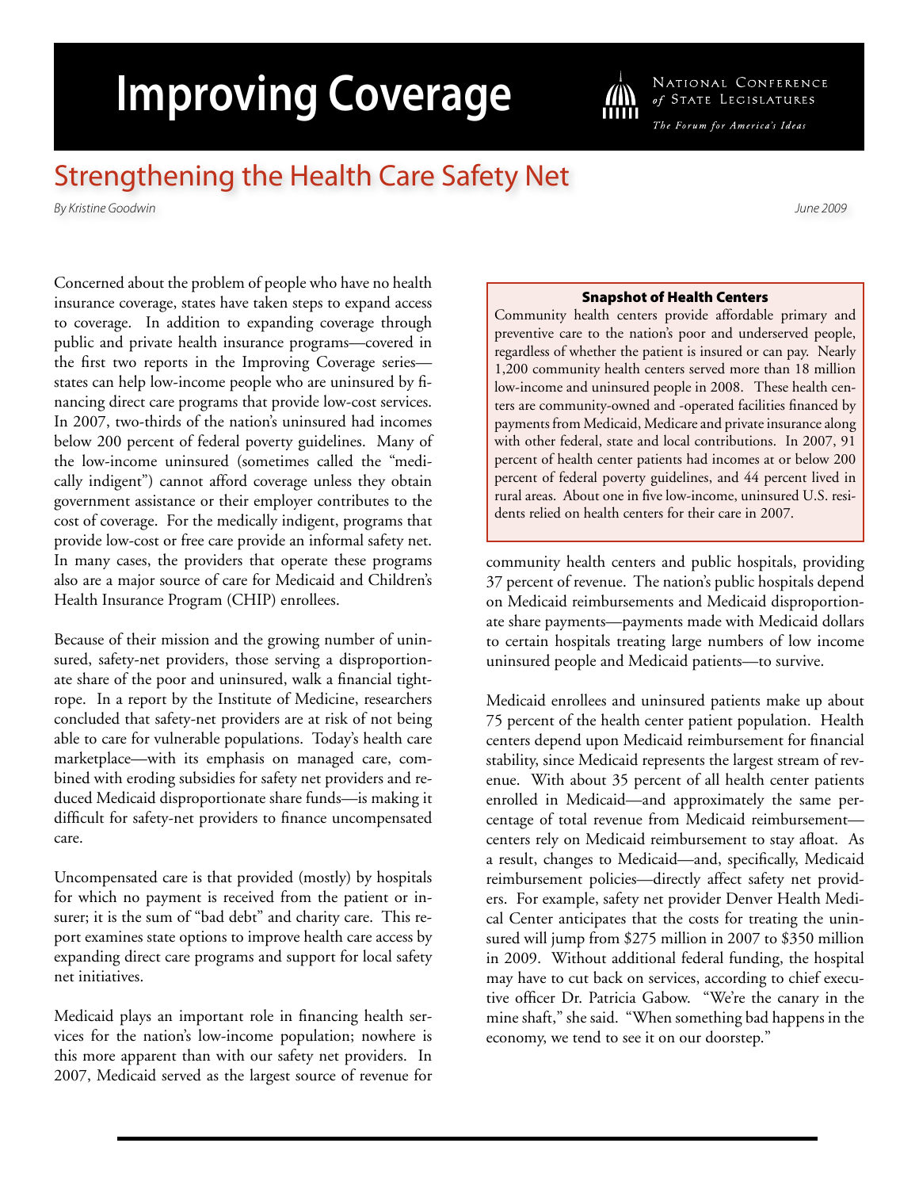# Improving Coverage

National Conference *of* State Legislatures

*The Forum for America's Ideas*

## Strengthening the Health Care Safety Net

*By Kristine Goodwin*

*June 2009*

Concerned about the problem of people who have no health insurance coverage, states have taken steps to expand access to coverage. In addition to expanding coverage through public and private health insurance programs—covered in the first two reports in the Improving Coverage series—states can help low-income people who are uninsured by financing direct care programs that provide low-cost services. In 2007, two-thirds of the nation's uninsured had incomes below 200 percent of federal poverty guidelines. Many of the low-income uninsured (sometimes called the "medically indigent") cannot afford coverage unless they obtain government assistance or their employer contributes to the cost of coverage. For the medically indigent, programs that provide low-cost or free care provide an informal safety net. In many cases, the providers that operate these programs also are a major source of care for Medicaid and Children's Health Insurance Program (CHIP) enrollees.

Because of their mission and the growing number of uninsured, safety-net providers, those serving a disproportionate share of the poor and uninsured, walk a financial tightrope. In a report by the Institute of Medicine, researchers concluded that safety-net providers are at risk of not being able to care for vulnerable populations. Today's health care marketplace—with its emphasis on managed care, combined with eroding subsidies for safety net providers and reduced Medicaid disproportionate share funds—is making it difficult for safety-net providers to finance uncompensated care.

Uncompensated care is that provided (mostly) by hospitals for which no payment is received from the patient or insurer; it is the sum of "bad debt" and charity care. This report examines state options to improve health care access by expanding direct care programs and support for local safety net initiatives.

Medicaid plays an important role in financing health services for the nation's low-income population; nowhere is this more apparent than with our safety net providers. In 2007, Medicaid served as the largest source of revenue for community health centers and public hospitals, providing 37 percent of revenue. The nation's public hospitals depend on Medicaid reimbursements and Medicaid disproportionate share payments—payments made with Medicaid dollars to certain hospitals treating large numbers of low income uninsured people and Medicaid patients—to survive.

> **Snapshot of Health Centers**
>
> Community health centers provide affordable primary and preventive care to the nation's poor and underserved people, regardless of whether the patient is insured or can pay. Nearly 1,200 community health centers served more than 18 million low-income and uninsured people in 2008. These health centers are community-owned and -operated facilities financed by payments from Medicaid, Medicare and private insurance along with other federal, state and local contributions. In 2007, 91 percent of health center patients had incomes at or below 200 percent of federal poverty guidelines, and 44 percent lived in rural areas. About one in five low-income, uninsured U.S. residents relied on health centers for their care in 2007.

Medicaid enrollees and uninsured patients make up about 75 percent of the health center patient population. Health centers depend upon Medicaid reimbursement for financial stability, since Medicaid represents the largest stream of revenue. With about 35 percent of all health center patients enrolled in Medicaid—and approximately the same percentage of total revenue from Medicaid reimbursement—centers rely on Medicaid reimbursement to stay afloat. As a result, changes to Medicaid—and, specifically, Medicaid reimbursement policies—directly affect safety net providers. For example, safety net provider Denver Health Medical Center anticipates that the costs for treating the uninsured will jump from $275 million in 2007 to $350 million in 2009. Without additional federal funding, the hospital may have to cut back on services, according to chief executive officer Dr. Patricia Gabow. "We're the canary in the mine shaft," she said. "When something bad happens in the economy, we tend to see it on our doorstep."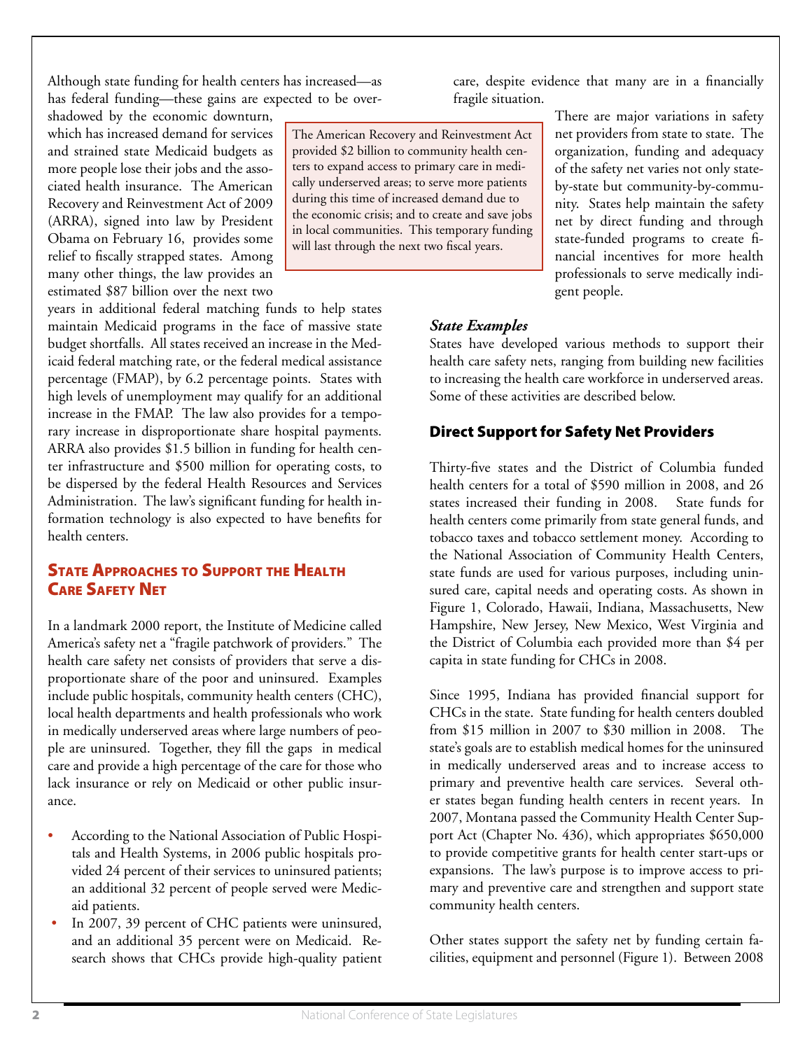Although state funding for health centers has increased—as has federal funding—these gains are expected to be overshadowed by the economic downturn, which has increased demand for services and strained state Medicaid budgets as more people lose their jobs and the associated health insurance. The American Recovery and Reinvestment Act of 2009 (ARRA), signed into law by President Obama on February 16, provides some relief to fiscally strapped states. Among many other things, the law provides an estimated $87 billion over the next two years in additional federal matching funds to help states maintain Medicaid programs in the face of massive state budget shortfalls. All states received an increase in the Medicaid federal matching rate, or the federal medical assistance percentage (FMAP), by 6.2 percentage points. States with high levels of unemployment may qualify for an additional increase in the FMAP. The law also provides for a temporary increase in disproportionate share hospital payments. ARRA also provides $1.5 billion in funding for health center infrastructure and $500 million for operating costs, to be dispersed by the federal Health Resources and Services Administration. The law's significant funding for health information technology is also expected to have benefits for health centers.

> The American Recovery and Reinvestment Act provided $2 billion to community health centers to expand access to primary care in medically underserved areas; to serve more patients during this time of increased demand due to the economic crisis; and to create and save jobs in local communities. This temporary funding will last through the next two fiscal years.

## State Approaches to Support the Health Care Safety Net

In a landmark 2000 report, the Institute of Medicine called America's safety net a "fragile patchwork of providers." The health care safety net consists of providers that serve a disproportionate share of the poor and uninsured. Examples include public hospitals, community health centers (CHC), local health departments and health professionals who work in medically underserved areas where large numbers of people are uninsured. Together, they fill the gaps in medical care and provide a high percentage of the care for those who lack insurance or rely on Medicaid or other public insurance.

- According to the National Association of Public Hospitals and Health Systems, in 2006 public hospitals provided 24 percent of their services to uninsured patients; an additional 32 percent of people served were Medicaid patients.
- In 2007, 39 percent of CHC patients were uninsured, and an additional 35 percent were on Medicaid. Research shows that CHCs provide high-quality patient care, despite evidence that many are in a financially fragile situation.

There are major variations in safety net providers from state to state. The organization, funding and adequacy of the safety net varies not only state-by-state but community-by-community. States help maintain the safety net by direct funding and through state-funded programs to create financial incentives for more health professionals to serve medically indigent people.

### *State Examples*

States have developed various methods to support their health care safety nets, ranging from building new facilities to increasing the health care workforce in underserved areas. Some of these activities are described below.

### Direct Support for Safety Net Providers

Thirty-five states and the District of Columbia funded health centers for a total of $590 million in 2008, and 26 states increased their funding in 2008. State funds for health centers come primarily from state general funds, and tobacco taxes and tobacco settlement money. According to the National Association of Community Health Centers, state funds are used for various purposes, including uninsured care, capital needs and operating costs. As shown in Figure 1, Colorado, Hawaii, Indiana, Massachusetts, New Hampshire, New Jersey, New Mexico, West Virginia and the District of Columbia each provided more than $4 per capita in state funding for CHCs in 2008.

Since 1995, Indiana has provided financial support for CHCs in the state. State funding for health centers doubled from $15 million in 2007 to $30 million in 2008. The state's goals are to establish medical homes for the uninsured in medically underserved areas and to increase access to primary and preventive health care services. Several other states began funding health centers in recent years. In 2007, Montana passed the Community Health Center Support Act (Chapter No. 436), which appropriates $650,000 to provide competitive grants for health center start-ups or expansions. The law's purpose is to improve access to primary and preventive care and strengthen and support state community health centers.

Other states support the safety net by funding certain facilities, equipment and personnel (Figure 1). Between 2008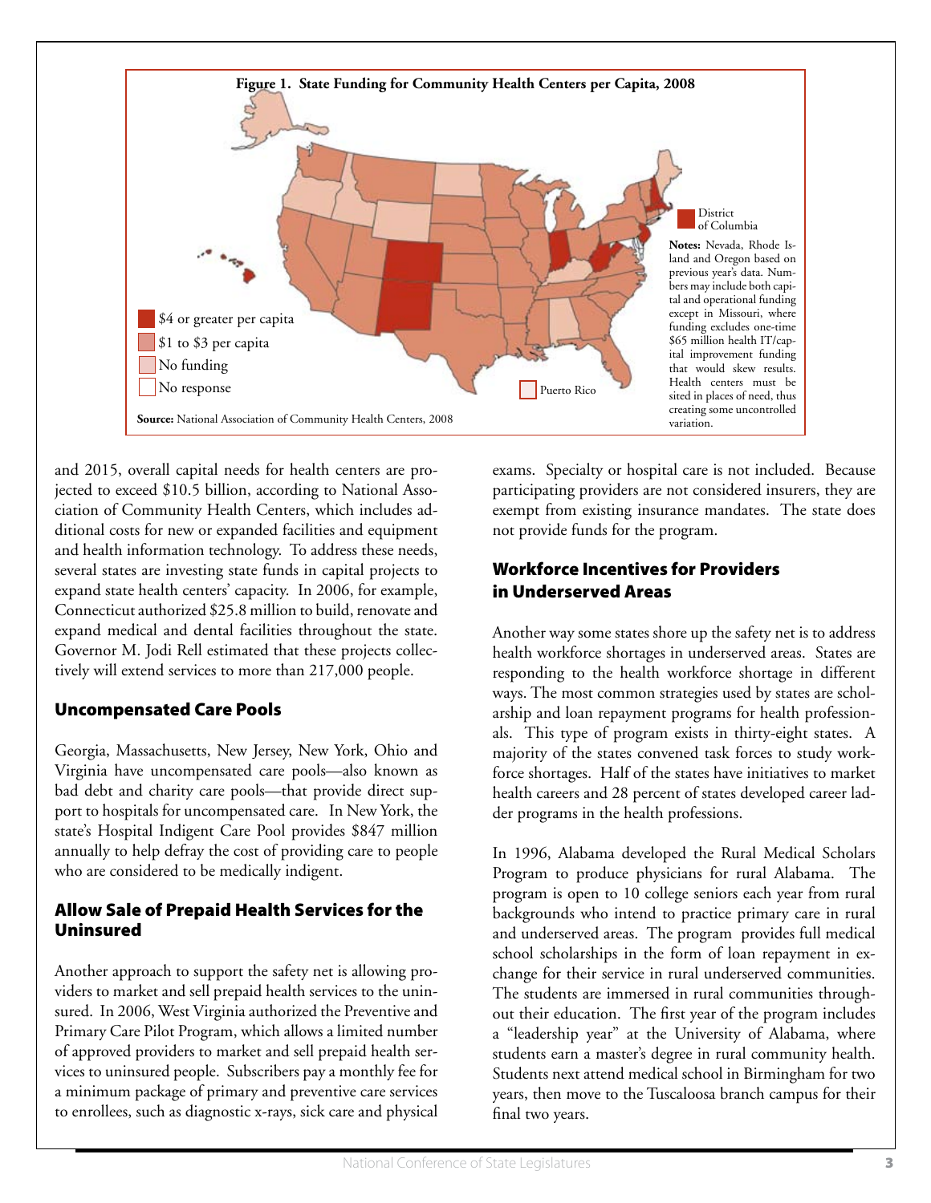**Figure 1. State Funding for Community Health Centers per Capita, 2008**

- $4 or greater per capita
- $1 to $3 per capita
- No funding
- No response

District of Columbia

Puerto Rico

**Notes:** Nevada, Rhode Island and Oregon based on previous year's data. Numbers may include both capital and operational funding except in Missouri, where funding excludes one-time $65 million health IT/capital improvement funding that would skew results. Health centers must be sited in places of need, thus creating some uncontrolled variation.

**Source:** National Association of Community Health Centers, 2008

and 2015, overall capital needs for health centers are projected to exceed $10.5 billion, according to National Association of Community Health Centers, which includes additional costs for new or expanded facilities and equipment and health information technology. To address these needs, several states are investing state funds in capital projects to expand state health centers' capacity. In 2006, for example, Connecticut authorized $25.8 million to build, renovate and expand medical and dental facilities throughout the state. Governor M. Jodi Rell estimated that these projects collectively will extend services to more than 217,000 people.

## Uncompensated Care Pools

Georgia, Massachusetts, New Jersey, New York, Ohio and Virginia have uncompensated care pools—also known as bad debt and charity care pools—that provide direct support to hospitals for uncompensated care. In New York, the state's Hospital Indigent Care Pool provides $847 million annually to help defray the cost of providing care to people who are considered to be medically indigent.

## Allow Sale of Prepaid Health Services for the Uninsured

Another approach to support the safety net is allowing providers to market and sell prepaid health services to the uninsured. In 2006, West Virginia authorized the Preventive and Primary Care Pilot Program, which allows a limited number of approved providers to market and sell prepaid health services to uninsured people. Subscribers pay a monthly fee for a minimum package of primary and preventive care services to enrollees, such as diagnostic x-rays, sick care and physical exams. Specialty or hospital care is not included. Because participating providers are not considered insurers, they are exempt from existing insurance mandates. The state does not provide funds for the program.

## Workforce Incentives for Providers in Underserved Areas

Another way some states shore up the safety net is to address health workforce shortages in underserved areas. States are responding to the health workforce shortage in different ways. The most common strategies used by states are scholarship and loan repayment programs for health professionals. This type of program exists in thirty-eight states. A majority of the states convened task forces to study workforce shortages. Half of the states have initiatives to market health careers and 28 percent of states developed career ladder programs in the health professions.

In 1996, Alabama developed the Rural Medical Scholars Program to produce physicians for rural Alabama. The program is open to 10 college seniors each year from rural backgrounds who intend to practice primary care in rural and underserved areas. The program provides full medical school scholarships in the form of loan repayment in exchange for their service in rural underserved communities. The students are immersed in rural communities throughout their education. The first year of the program includes a "leadership year" at the University of Alabama, where students earn a master's degree in rural community health. Students next attend medical school in Birmingham for two years, then move to the Tuscaloosa branch campus for their final two years.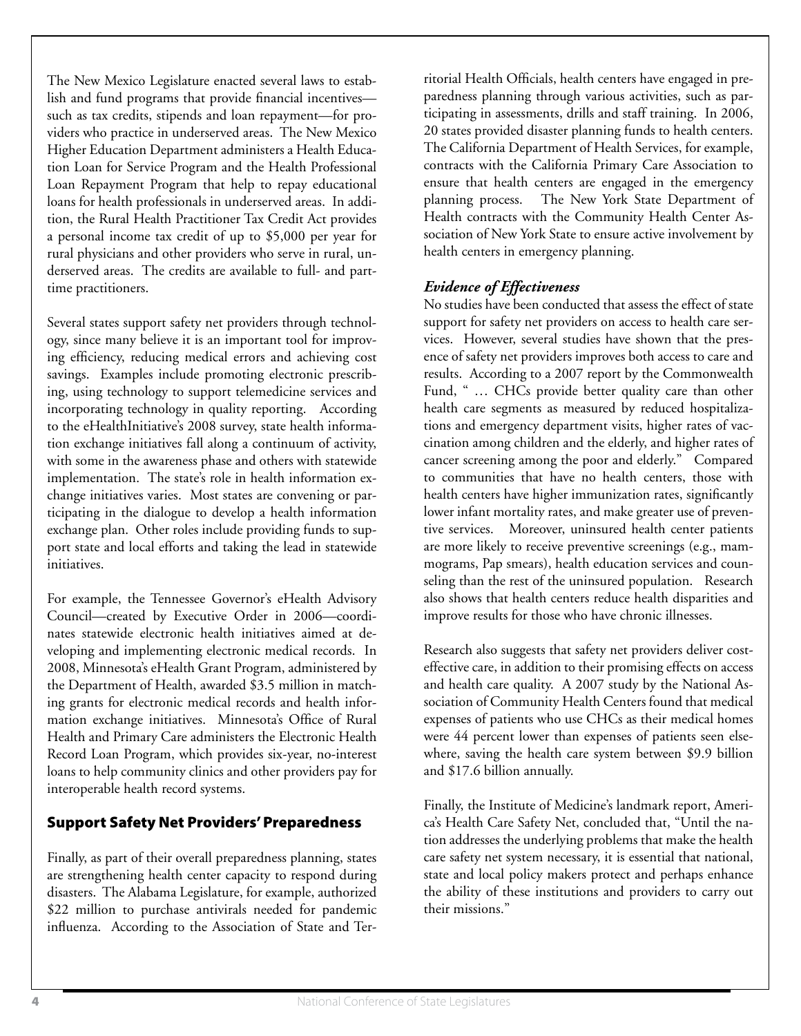The New Mexico Legislature enacted several laws to establish and fund programs that provide financial incentives—such as tax credits, stipends and loan repayment—for providers who practice in underserved areas. The New Mexico Higher Education Department administers a Health Education Loan for Service Program and the Health Professional Loan Repayment Program that help to repay educational loans for health professionals in underserved areas. In addition, the Rural Health Practitioner Tax Credit Act provides a personal income tax credit of up to $5,000 per year for rural physicians and other providers who serve in rural, underserved areas. The credits are available to full- and part-time practitioners.

Several states support safety net providers through technology, since many believe it is an important tool for improving efficiency, reducing medical errors and achieving cost savings. Examples include promoting electronic prescribing, using technology to support telemedicine services and incorporating technology in quality reporting. According to the eHealthInitiative's 2008 survey, state health information exchange initiatives fall along a continuum of activity, with some in the awareness phase and others with statewide implementation. The state's role in health information exchange initiatives varies. Most states are convening or participating in the dialogue to develop a health information exchange plan. Other roles include providing funds to support state and local efforts and taking the lead in statewide initiatives.

For example, the Tennessee Governor's eHealth Advisory Council—created by Executive Order in 2006—coordinates statewide electronic health initiatives aimed at developing and implementing electronic medical records. In 2008, Minnesota's eHealth Grant Program, administered by the Department of Health, awarded $3.5 million in matching grants for electronic medical records and health information exchange initiatives. Minnesota's Office of Rural Health and Primary Care administers the Electronic Health Record Loan Program, which provides six-year, no-interest loans to help community clinics and other providers pay for interoperable health record systems.

## Support Safety Net Providers' Preparedness

Finally, as part of their overall preparedness planning, states are strengthening health center capacity to respond during disasters. The Alabama Legislature, for example, authorized $22 million to purchase antivirals needed for pandemic influenza. According to the Association of State and Territorial Health Officials, health centers have engaged in preparedness planning through various activities, such as participating in assessments, drills and staff training. In 2006, 20 states provided disaster planning funds to health centers. The California Department of Health Services, for example, contracts with the California Primary Care Association to ensure that health centers are engaged in the emergency planning process. The New York State Department of Health contracts with the Community Health Center Association of New York State to ensure active involvement by health centers in emergency planning.

### *Evidence of Effectiveness*

No studies have been conducted that assess the effect of state support for safety net providers on access to health care services. However, several studies have shown that the presence of safety net providers improves both access to care and results. According to a 2007 report by the Commonwealth Fund, " … CHCs provide better quality care than other health care segments as measured by reduced hospitalizations and emergency department visits, higher rates of vaccination among children and the elderly, and higher rates of cancer screening among the poor and elderly." Compared to communities that have no health centers, those with health centers have higher immunization rates, significantly lower infant mortality rates, and make greater use of preventive services. Moreover, uninsured health center patients are more likely to receive preventive screenings (e.g., mammograms, Pap smears), health education services and counseling than the rest of the uninsured population. Research also shows that health centers reduce health disparities and improve results for those who have chronic illnesses.

Research also suggests that safety net providers deliver cost-effective care, in addition to their promising effects on access and health care quality. A 2007 study by the National Association of Community Health Centers found that medical expenses of patients who use CHCs as their medical homes were 44 percent lower than expenses of patients seen elsewhere, saving the health care system between $9.9 billion and $17.6 billion annually.

Finally, the Institute of Medicine's landmark report, America's Health Care Safety Net, concluded that, "Until the nation addresses the underlying problems that make the health care safety net system necessary, it is essential that national, state and local policy makers protect and perhaps enhance the ability of these institutions and providers to carry out their missions."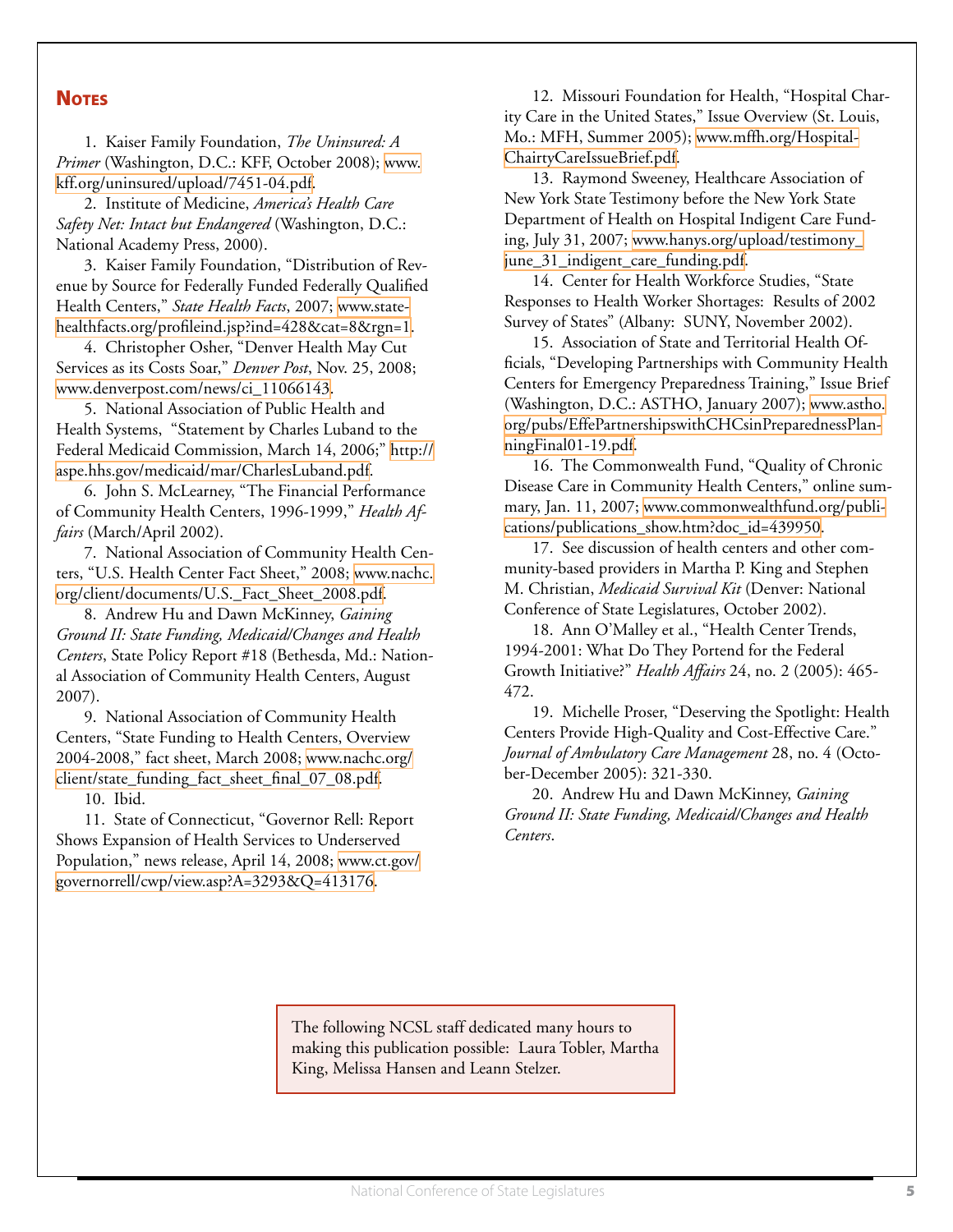## Notes

1. Kaiser Family Foundation, *The Uninsured: A Primer* (Washington, D.C.: KFF, October 2008); www.kff.org/uninsured/upload/7451-04.pdf.

2. Institute of Medicine, *America's Health Care Safety Net: Intact but Endangered* (Washington, D.C.: National Academy Press, 2000).

3. Kaiser Family Foundation, "Distribution of Revenue by Source for Federally Funded Federally Qualified Health Centers," *State Health Facts*, 2007; www.statehealthfacts.org/profileind.jsp?ind=428&cat=8&rgn=1.

4. Christopher Osher, "Denver Health May Cut Services as its Costs Soar," *Denver Post*, Nov. 25, 2008; www.denverpost.com/news/ci_11066143.

5. National Association of Public Health and Health Systems, "Statement by Charles Luband to the Federal Medicaid Commission, March 14, 2006;" http://aspe.hhs.gov/medicaid/mar/CharlesLuband.pdf.

6. John S. McLearney, "The Financial Performance of Community Health Centers, 1996-1999," *Health Affairs* (March/April 2002).

7. National Association of Community Health Centers, "U.S. Health Center Fact Sheet," 2008; www.nachc.org/client/documents/U.S._Fact_Sheet_2008.pdf.

8. Andrew Hu and Dawn McKinney, *Gaining Ground II: State Funding, Medicaid/Changes and Health Centers*, State Policy Report #18 (Bethesda, Md.: National Association of Community Health Centers, August 2007).

9. National Association of Community Health Centers, "State Funding to Health Centers, Overview 2004-2008," fact sheet, March 2008; www.nachc.org/client/state_funding_fact_sheet_final_07_08.pdf.

10. Ibid.

11. State of Connecticut, "Governor Rell: Report Shows Expansion of Health Services to Underserved Population," news release, April 14, 2008; www.ct.gov/governorrell/cwp/view.asp?A=3293&Q=413176.

12. Missouri Foundation for Health, "Hospital Charity Care in the United States," Issue Overview (St. Louis, Mo.: MFH, Summer 2005); www.mffh.org/Hospital-ChairtyCareIssueBrief.pdf.

13. Raymond Sweeney, Healthcare Association of New York State Testimony before the New York State Department of Health on Hospital Indigent Care Funding, July 31, 2007; www.hanys.org/upload/testimony_june_31_indigent_care_funding.pdf.

14. Center for Health Workforce Studies, "State Responses to Health Worker Shortages: Results of 2002 Survey of States" (Albany: SUNY, November 2002).

15. Association of State and Territorial Health Officials, "Developing Partnerships with Community Health Centers for Emergency Preparedness Training," Issue Brief (Washington, D.C.: ASTHO, January 2007); www.astho.org/pubs/EffePartnershipswithCHCsinPreparednessPlanningFinal01-19.pdf.

16. The Commonwealth Fund, "Quality of Chronic Disease Care in Community Health Centers," online summary, Jan. 11, 2007; www.commonwealthfund.org/publications/publications_show.htm?doc_id=439950.

17. See discussion of health centers and other community-based providers in Martha P. King and Stephen M. Christian, *Medicaid Survival Kit* (Denver: National Conference of State Legislatures, October 2002).

18. Ann O'Malley et al., "Health Center Trends, 1994-2001: What Do They Portend for the Federal Growth Initiative?" *Health Affairs* 24, no. 2 (2005): 465-472.

19. Michelle Proser, "Deserving the Spotlight: Health Centers Provide High-Quality and Cost-Effective Care." *Journal of Ambulatory Care Management* 28, no. 4 (October-December 2005): 321-330.

20. Andrew Hu and Dawn McKinney, *Gaining Ground II: State Funding, Medicaid/Changes and Health Centers*.

The following NCSL staff dedicated many hours to making this publication possible: Laura Tobler, Martha King, Melissa Hansen and Leann Stelzer.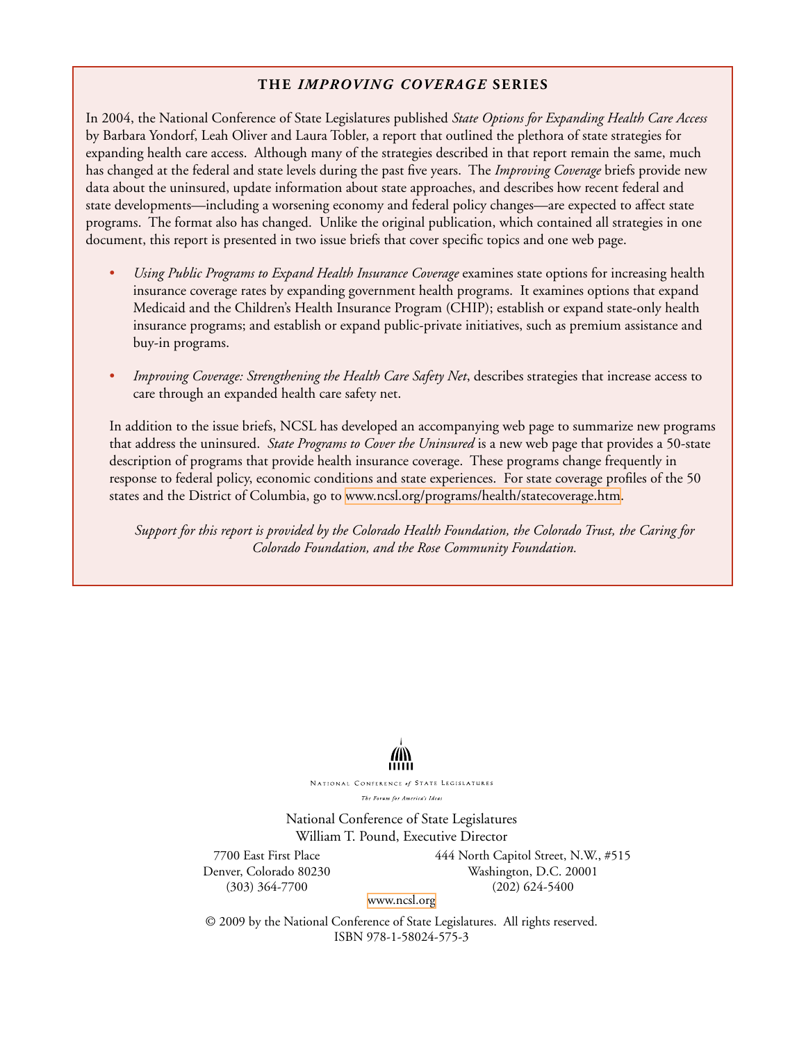## THE *IMPROVING COVERAGE* SERIES

In 2004, the National Conference of State Legislatures published *State Options for Expanding Health Care Access* by Barbara Yondorf, Leah Oliver and Laura Tobler, a report that outlined the plethora of state strategies for expanding health care access. Although many of the strategies described in that report remain the same, much has changed at the federal and state levels during the past five years. The *Improving Coverage* briefs provide new data about the uninsured, update information about state approaches, and describes how recent federal and state developments—including a worsening economy and federal policy changes—are expected to affect state programs. The format also has changed. Unlike the original publication, which contained all strategies in one document, this report is presented in two issue briefs that cover specific topics and one web page.

- *Using Public Programs to Expand Health Insurance Coverage* examines state options for increasing health insurance coverage rates by expanding government health programs. It examines options that expand Medicaid and the Children's Health Insurance Program (CHIP); establish or expand state-only health insurance programs; and establish or expand public-private initiatives, such as premium assistance and buy-in programs.

- *Improving Coverage: Strengthening the Health Care Safety Net*, describes strategies that increase access to care through an expanded health care safety net.

In addition to the issue briefs, NCSL has developed an accompanying web page to summarize new programs that address the uninsured. *State Programs to Cover the Uninsured* is a new web page that provides a 50-state description of programs that provide health insurance coverage. These programs change frequently in response to federal policy, economic conditions and state experiences. For state coverage profiles of the 50 states and the District of Columbia, go to www.ncsl.org/programs/health/statecoverage.htm.

*Support for this report is provided by the Colorado Health Foundation, the Colorado Trust, the Caring for Colorado Foundation, and the Rose Community Foundation.*

NATIONAL CONFERENCE *of* STATE LEGISLATURES

*The Forum for America's Ideas*

National Conference of State Legislatures
William T. Pound, Executive Director

7700 East First Place
Denver, Colorado 80230
(303) 364-7700

444 North Capitol Street, N.W., #515
Washington, D.C. 20001
(202) 624-5400

www.ncsl.org

© 2009 by the National Conference of State Legislatures. All rights reserved.
ISBN 978-1-58024-575-3